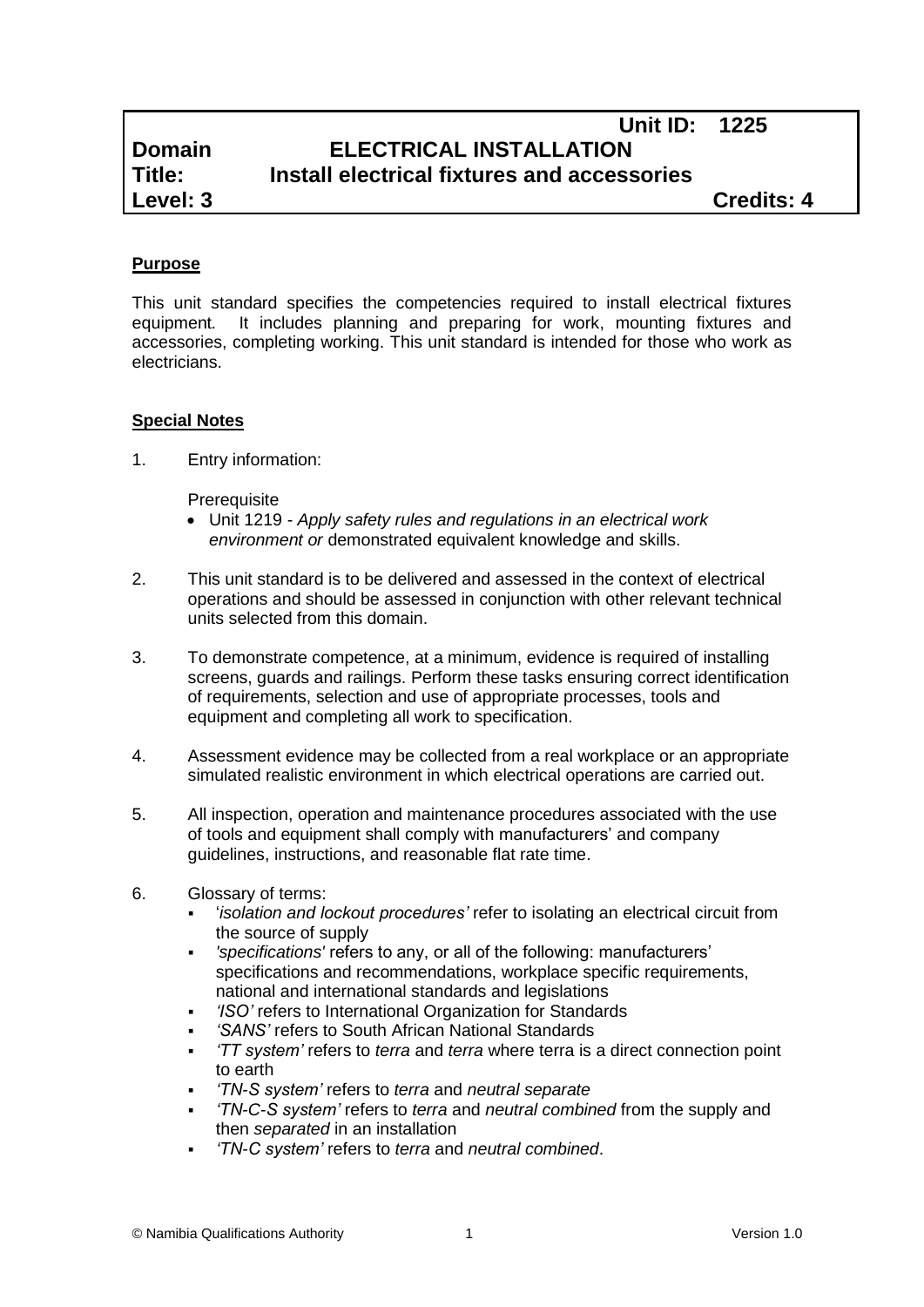| | Unit ID: 1225 | |
|---|---|---|
| **Domain** | **ELECTRICAL INSTALLATION** | |
| **Title:** | **Install electrical fixtures and accessories** | |
| **Level: 3** | | **Credits: 4** |

**Purpose**

This unit standard specifies the competencies required to install electrical fixtures equipment. It includes planning and preparing for work, mounting fixtures and accessories, completing working. This unit standard is intended for those who work as electricians.

**Special Notes**

1. Entry information:

   Prerequisite
   - Unit 1219 - *Apply safety rules and regulations in an electrical work environment or* demonstrated equivalent knowledge and skills.

2. This unit standard is to be delivered and assessed in the context of electrical operations and should be assessed in conjunction with other relevant technical units selected from this domain.

3. To demonstrate competence, at a minimum, evidence is required of installing screens, guards and railings. Perform these tasks ensuring correct identification of requirements, selection and use of appropriate processes, tools and equipment and completing all work to specification.

4. Assessment evidence may be collected from a real workplace or an appropriate simulated realistic environment in which electrical operations are carried out.

5. All inspection, operation and maintenance procedures associated with the use of tools and equipment shall comply with manufacturers' and company guidelines, instructions, and reasonable flat rate time.

6. Glossary of terms:
   - '*isolation and lockout procedures'* refer to isolating an electrical circuit from the source of supply
   - *'specifications'* refers to any, or all of the following: manufacturers' specifications and recommendations, workplace specific requirements, national and international standards and legislations
   - *'ISO'* refers to International Organization for Standards
   - *'SANS'* refers to South African National Standards
   - *'TT system'* refers to *terra* and *terra* where terra is a direct connection point to earth
   - *'TN-S system'* refers to *terra* and *neutral separate*
   - *'TN-C-S system'* refers to *terra* and *neutral combined* from the supply and then *separated* in an installation
   - *'TN-C system'* refers to *terra* and *neutral combined*.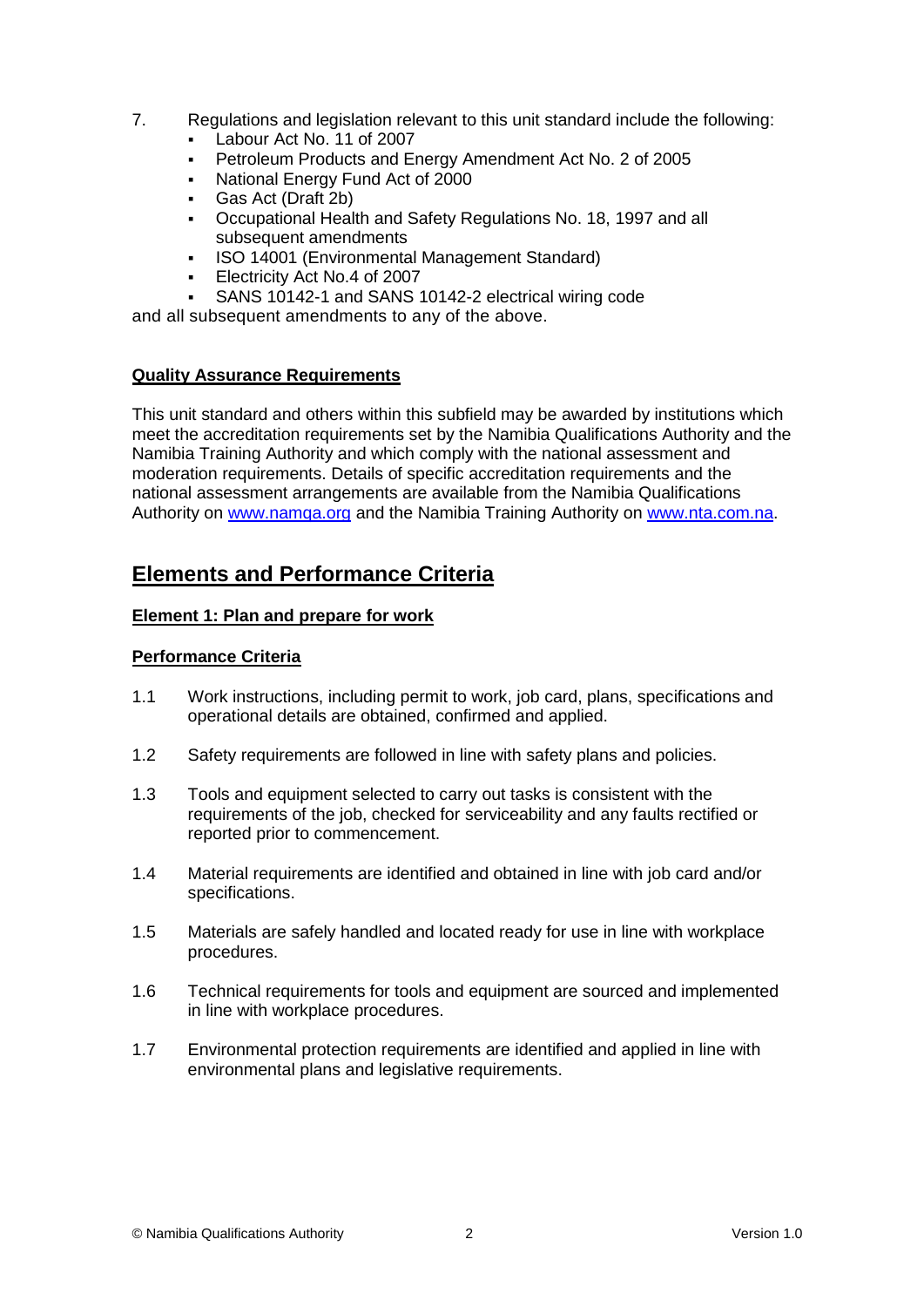7. Regulations and legislation relevant to this unit standard include the following:
   - Labour Act No. 11 of 2007
   - Petroleum Products and Energy Amendment Act No. 2 of 2005
   - National Energy Fund Act of 2000
   - Gas Act (Draft 2b)
   - Occupational Health and Safety Regulations No. 18, 1997 and all subsequent amendments
   - ISO 14001 (Environmental Management Standard)
   - Electricity Act No.4 of 2007
   - SANS 10142-1 and SANS 10142-2 electrical wiring code

and all subsequent amendments to any of the above.

**Quality Assurance Requirements**

This unit standard and others within this subfield may be awarded by institutions which meet the accreditation requirements set by the Namibia Qualifications Authority and the Namibia Training Authority and which comply with the national assessment and moderation requirements. Details of specific accreditation requirements and the national assessment arrangements are available from the Namibia Qualifications Authority on www.namqa.org and the Namibia Training Authority on www.nta.com.na.

## Elements and Performance Criteria

**Element 1: Plan and prepare for work**

**Performance Criteria**

1.1 Work instructions, including permit to work, job card, plans, specifications and operational details are obtained, confirmed and applied.

1.2 Safety requirements are followed in line with safety plans and policies.

1.3 Tools and equipment selected to carry out tasks is consistent with the requirements of the job, checked for serviceability and any faults rectified or reported prior to commencement.

1.4 Material requirements are identified and obtained in line with job card and/or specifications.

1.5 Materials are safely handled and located ready for use in line with workplace procedures.

1.6 Technical requirements for tools and equipment are sourced and implemented in line with workplace procedures.

1.7 Environmental protection requirements are identified and applied in line with environmental plans and legislative requirements.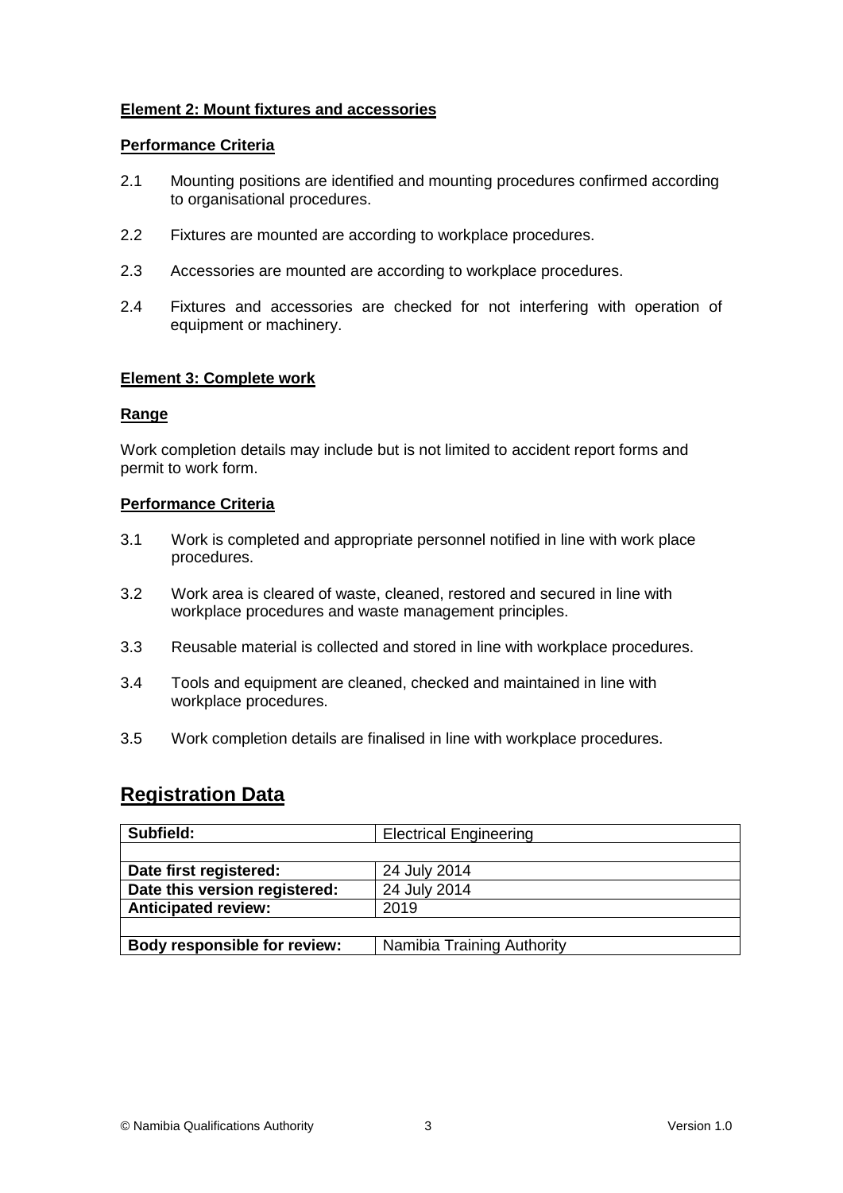**Element 2: Mount fixtures and accessories**

**Performance Criteria**

2.1 Mounting positions are identified and mounting procedures confirmed according to organisational procedures.

2.2 Fixtures are mounted are according to workplace procedures.

2.3 Accessories are mounted are according to workplace procedures.

2.4 Fixtures and accessories are checked for not interfering with operation of equipment or machinery.

**Element 3: Complete work**

**Range**

Work completion details may include but is not limited to accident report forms and permit to work form.

**Performance Criteria**

3.1 Work is completed and appropriate personnel notified in line with work place procedures.

3.2 Work area is cleared of waste, cleaned, restored and secured in line with workplace procedures and waste management principles.

3.3 Reusable material is collected and stored in line with workplace procedures.

3.4 Tools and equipment are cleaned, checked and maintained in line with workplace procedures.

3.5 Work completion details are finalised in line with workplace procedures.

## Registration Data

| | |
|---|---|
| **Subfield:** | Electrical Engineering |
| | |
| **Date first registered:** | 24 July 2014 |
| **Date this version registered:** | 24 July 2014 |
| **Anticipated review:** | 2019 |
| | |
| **Body responsible for review:** | Namibia Training Authority |